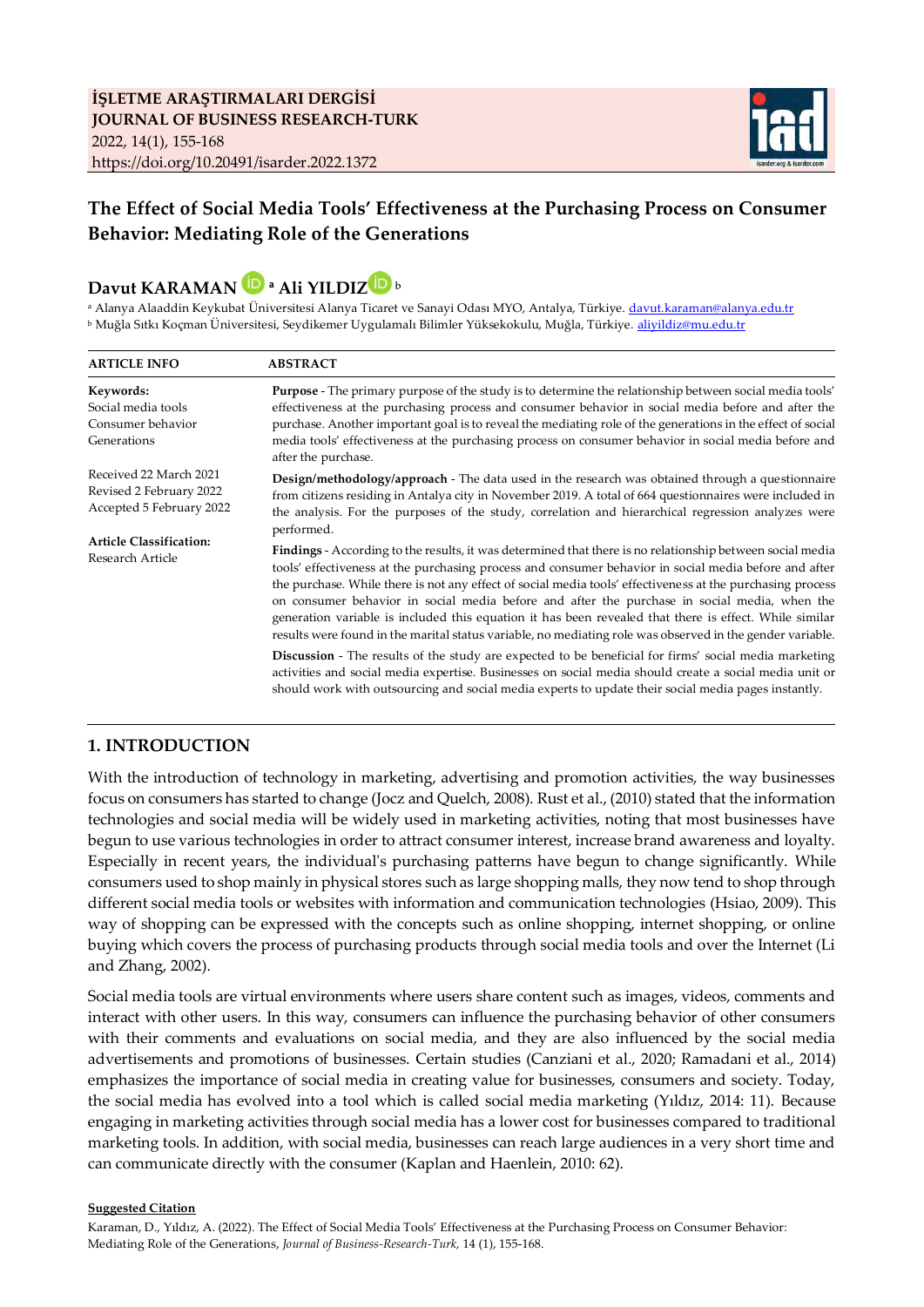İŞLETME ARAŞTIRMALARI DERGİSİ
JOURNAL OF BUSINESS RESEARCH-TURK
2022, 14(1), 155-168
https://doi.org/10.20491/isarder.2022.1372

# The Effect of Social Media Tools' Effectiveness at the Purchasing Process on Consumer Behavior: Mediating Role of the Generations

**Davut KARAMAN** [a] **Ali YILDIZ** [b]

[a] Alanya Alaaddin Keykubat Üniversitesi Alanya Ticaret ve Sanayi Odası MYO, Antalya, Türkiye. davut.karaman@alanya.edu.tr
[b] Muğla Sıtkı Koçman Üniversitesi, Seydikemer Uygulamalı Bilimler Yüksekokulu, Muğla, Türkiye. aliyildiz@mu.edu.tr

**ARTICLE INFO**

**Keywords:**
Social media tools
Consumer behavior
Generations

Received 22 March 2021
Revised 2 February 2022
Accepted 5 February 2022

**Article Classification:**
Research Article

**ABSTRACT**

**Purpose** - The primary purpose of the study is to determine the relationship between social media tools' effectiveness at the purchasing process and consumer behavior in social media before and after the purchase. Another important goal is to reveal the mediating role of the generations in the effect of social media tools' effectiveness at the purchasing process on consumer behavior in social media before and after the purchase.

**Design/methodology/approach** - The data used in the research was obtained through a questionnaire from citizens residing in Antalya city in November 2019. A total of 664 questionnaires were included in the analysis. For the purposes of the study, correlation and hierarchical regression analyzes were performed.

**Findings** - According to the results, it was determined that there is no relationship between social media tools' effectiveness at the purchasing process and consumer behavior in social media before and after the purchase. While there is not any effect of social media tools' effectiveness at the purchasing process on consumer behavior in social media before and after the purchase in social media, when the generation variable is included this equation it has been revealed that there is effect. While similar results were found in the marital status variable, no mediating role was observed in the gender variable.

**Discussion** - The results of the study are expected to be beneficial for firms' social media marketing activities and social media expertise. Businesses on social media should create a social media unit or should work with outsourcing and social media experts to update their social media pages instantly.

## 1. INTRODUCTION

With the introduction of technology in marketing, advertising and promotion activities, the way businesses focus on consumers has started to change (Jocz and Quelch, 2008). Rust et al., (2010) stated that the information technologies and social media will be widely used in marketing activities, noting that most businesses have begun to use various technologies in order to attract consumer interest, increase brand awareness and loyalty. Especially in recent years, the individual's purchasing patterns have begun to change significantly. While consumers used to shop mainly in physical stores such as large shopping malls, they now tend to shop through different social media tools or websites with information and communication technologies (Hsiao, 2009). This way of shopping can be expressed with the concepts such as online shopping, internet shopping, or online buying which covers the process of purchasing products through social media tools and over the Internet (Li and Zhang, 2002).

Social media tools are virtual environments where users share content such as images, videos, comments and interact with other users. In this way, consumers can influence the purchasing behavior of other consumers with their comments and evaluations on social media, and they are also influenced by the social media advertisements and promotions of businesses. Certain studies (Canziani et al., 2020; Ramadani et al., 2014) emphasizes the importance of social media in creating value for businesses, consumers and society. Today, the social media has evolved into a tool which is called social media marketing (Yıldız, 2014: 11). Because engaging in marketing activities through social media has a lower cost for businesses compared to traditional marketing tools. In addition, with social media, businesses can reach large audiences in a very short time and can communicate directly with the consumer (Kaplan and Haenlein, 2010: 62).

**Suggested Citation**
Karaman, D., Yıldız, A. (2022). The Effect of Social Media Tools' Effectiveness at the Purchasing Process on Consumer Behavior: Mediating Role of the Generations, *Journal of Business-Research-Turk,* 14 (1), 155-168.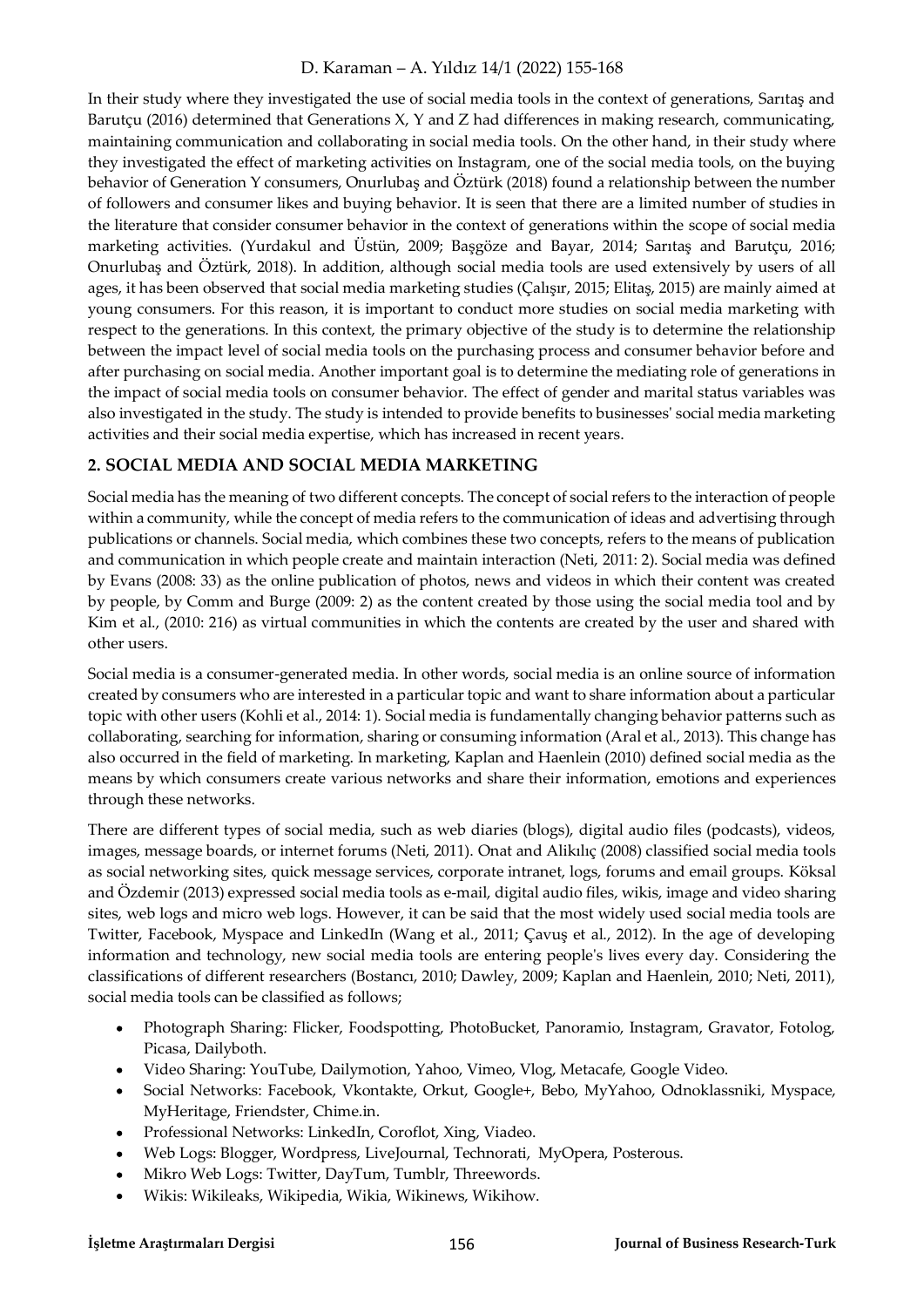In their study where they investigated the use of social media tools in the context of generations, Sarıtaş and Barutçu (2016) determined that Generations X, Y and Z had differences in making research, communicating, maintaining communication and collaborating in social media tools. On the other hand, in their study where they investigated the effect of marketing activities on Instagram, one of the social media tools, on the buying behavior of Generation Y consumers, Onurlubaş and Öztürk (2018) found a relationship between the number of followers and consumer likes and buying behavior. It is seen that there are a limited number of studies in the literature that consider consumer behavior in the context of generations within the scope of social media marketing activities. (Yurdakul and Üstün, 2009; Başgöze and Bayar, 2014; Sarıtaş and Barutçu, 2016; Onurlubaş and Öztürk, 2018). In addition, although social media tools are used extensively by users of all ages, it has been observed that social media marketing studies (Çalışır, 2015; Elitaş, 2015) are mainly aimed at young consumers. For this reason, it is important to conduct more studies on social media marketing with respect to the generations. In this context, the primary objective of the study is to determine the relationship between the impact level of social media tools on the purchasing process and consumer behavior before and after purchasing on social media. Another important goal is to determine the mediating role of generations in the impact of social media tools on consumer behavior. The effect of gender and marital status variables was also investigated in the study. The study is intended to provide benefits to businesses' social media marketing activities and their social media expertise, which has increased in recent years.

## 2. SOCIAL MEDIA AND SOCIAL MEDIA MARKETING

Social media has the meaning of two different concepts. The concept of social refers to the interaction of people within a community, while the concept of media refers to the communication of ideas and advertising through publications or channels. Social media, which combines these two concepts, refers to the means of publication and communication in which people create and maintain interaction (Neti, 2011: 2). Social media was defined by Evans (2008: 33) as the online publication of photos, news and videos in which their content was created by people, by Comm and Burge (2009: 2) as the content created by those using the social media tool and by Kim et al., (2010: 216) as virtual communities in which the contents are created by the user and shared with other users.

Social media is a consumer-generated media. In other words, social media is an online source of information created by consumers who are interested in a particular topic and want to share information about a particular topic with other users (Kohli et al., 2014: 1). Social media is fundamentally changing behavior patterns such as collaborating, searching for information, sharing or consuming information (Aral et al., 2013). This change has also occurred in the field of marketing. In marketing, Kaplan and Haenlein (2010) defined social media as the means by which consumers create various networks and share their information, emotions and experiences through these networks.

There are different types of social media, such as web diaries (blogs), digital audio files (podcasts), videos, images, message boards, or internet forums (Neti, 2011). Onat and Alikılıç (2008) classified social media tools as social networking sites, quick message services, corporate intranet, logs, forums and email groups. Köksal and Özdemir (2013) expressed social media tools as e-mail, digital audio files, wikis, image and video sharing sites, web logs and micro web logs. However, it can be said that the most widely used social media tools are Twitter, Facebook, Myspace and LinkedIn (Wang et al., 2011; Çavuş et al., 2012). In the age of developing information and technology, new social media tools are entering people's lives every day. Considering the classifications of different researchers (Bostancı, 2010; Dawley, 2009; Kaplan and Haenlein, 2010; Neti, 2011), social media tools can be classified as follows;

- Photograph Sharing: Flicker, Foodspotting, PhotoBucket, Panoramio, Instagram, Gravator, Fotolog, Picasa, Dailyboth.
- Video Sharing: YouTube, Dailymotion, Yahoo, Vimeo, Vlog, Metacafe, Google Video.
- Social Networks: Facebook, Vkontakte, Orkut, Google+, Bebo, MyYahoo, Odnoklassniki, Myspace, MyHeritage, Friendster, Chime.in.
- Professional Networks: LinkedIn, Coroflot, Xing, Viadeo.
- Web Logs: Blogger, Wordpress, LiveJournal, Technorati, MyOpera, Posterous.
- Mikro Web Logs: Twitter, DayTum, Tumblr, Threewords.
- Wikis: Wikileaks, Wikipedia, Wikia, Wikinews, Wikihow.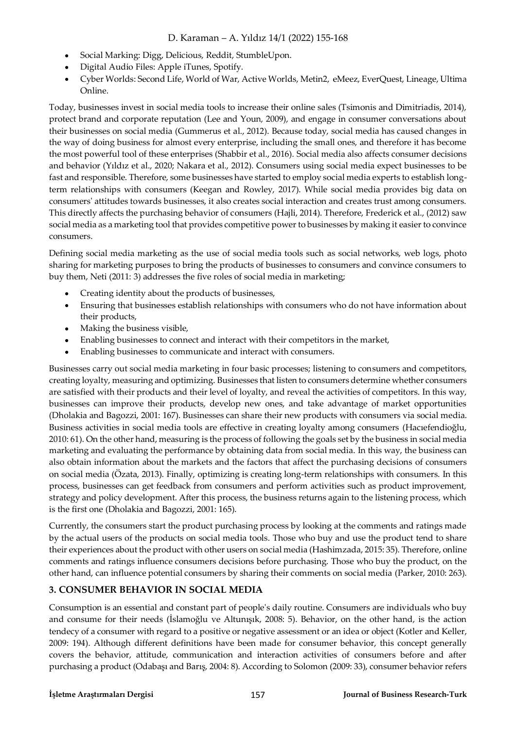- Social Marking: Digg, Delicious, Reddit, StumbleUpon.
- Digital Audio Files: Apple iTunes, Spotify.
- Cyber Worlds: Second Life, World of War, Active Worlds, Metin2, eMeez, EverQuest, Lineage, Ultima Online.

Today, businesses invest in social media tools to increase their online sales (Tsimonis and Dimitriadis, 2014), protect brand and corporate reputation (Lee and Youn, 2009), and engage in consumer conversations about their businesses on social media (Gummerus et al., 2012). Because today, social media has caused changes in the way of doing business for almost every enterprise, including the small ones, and therefore it has become the most powerful tool of these enterprises (Shabbir et al., 2016). Social media also affects consumer decisions and behavior (Yıldız et al., 2020; Nakara et al., 2012). Consumers using social media expect businesses to be fast and responsible. Therefore, some businesses have started to employ social media experts to establish long-term relationships with consumers (Keegan and Rowley, 2017). While social media provides big data on consumers' attitudes towards businesses, it also creates social interaction and creates trust among consumers. This directly affects the purchasing behavior of consumers (Hajli, 2014). Therefore, Frederick et al., (2012) saw social media as a marketing tool that provides competitive power to businesses by making it easier to convince consumers.

Defining social media marketing as the use of social media tools such as social networks, web logs, photo sharing for marketing purposes to bring the products of businesses to consumers and convince consumers to buy them, Neti (2011: 3) addresses the five roles of social media in marketing;

- Creating identity about the products of businesses,
- Ensuring that businesses establish relationships with consumers who do not have information about their products,
- Making the business visible,
- Enabling businesses to connect and interact with their competitors in the market,
- Enabling businesses to communicate and interact with consumers.

Businesses carry out social media marketing in four basic processes; listening to consumers and competitors, creating loyalty, measuring and optimizing. Businesses that listen to consumers determine whether consumers are satisfied with their products and their level of loyalty, and reveal the activities of competitors. In this way, businesses can improve their products, develop new ones, and take advantage of market opportunities (Dholakia and Bagozzi, 2001: 167). Businesses can share their new products with consumers via social media. Business activities in social media tools are effective in creating loyalty among consumers (Hacıefendioğlu, 2010: 61). On the other hand, measuring is the process of following the goals set by the business in social media marketing and evaluating the performance by obtaining data from social media. In this way, the business can also obtain information about the markets and the factors that affect the purchasing decisions of consumers on social media (Özata, 2013). Finally, optimizing is creating long-term relationships with consumers. In this process, businesses can get feedback from consumers and perform activities such as product improvement, strategy and policy development. After this process, the business returns again to the listening process, which is the first one (Dholakia and Bagozzi, 2001: 165).

Currently, the consumers start the product purchasing process by looking at the comments and ratings made by the actual users of the products on social media tools. Those who buy and use the product tend to share their experiences about the product with other users on social media (Hashimzada, 2015: 35). Therefore, online comments and ratings influence consumers decisions before purchasing. Those who buy the product, on the other hand, can influence potential consumers by sharing their comments on social media (Parker, 2010: 263).

## 3. CONSUMER BEHAVIOR IN SOCIAL MEDIA

Consumption is an essential and constant part of people's daily routine. Consumers are individuals who buy and consume for their needs (İslamoğlu ve Altunışık, 2008: 5). Behavior, on the other hand, is the action tendecy of a consumer with regard to a positive or negative assessment or an idea or object (Kotler and Keller, 2009: 194). Although different definitions have been made for consumer behavior, this concept generally covers the behavior, attitude, communication and interaction activities of consumers before and after purchasing a product (Odabaşı and Barış, 2004: 8). According to Solomon (2009: 33), consumer behavior refers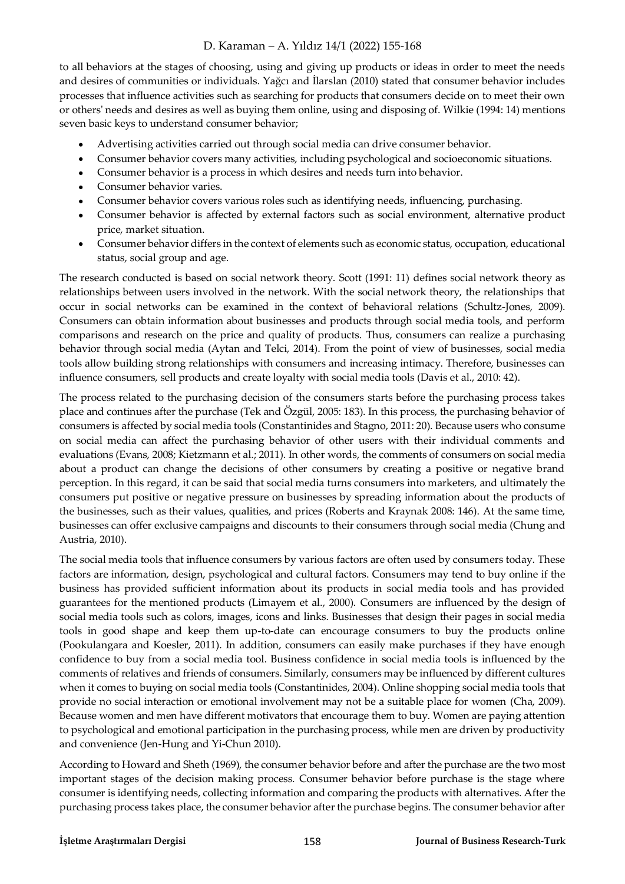to all behaviors at the stages of choosing, using and giving up products or ideas in order to meet the needs and desires of communities or individuals. Yağcı and İlarslan (2010) stated that consumer behavior includes processes that influence activities such as searching for products that consumers decide on to meet their own or others' needs and desires as well as buying them online, using and disposing of. Wilkie (1994: 14) mentions seven basic keys to understand consumer behavior;

- Advertising activities carried out through social media can drive consumer behavior.
- Consumer behavior covers many activities, including psychological and socioeconomic situations.
- Consumer behavior is a process in which desires and needs turn into behavior.
- Consumer behavior varies.
- Consumer behavior covers various roles such as identifying needs, influencing, purchasing.
- Consumer behavior is affected by external factors such as social environment, alternative product price, market situation.
- Consumer behavior differs in the context of elements such as economic status, occupation, educational status, social group and age.

The research conducted is based on social network theory. Scott (1991: 11) defines social network theory as relationships between users involved in the network. With the social network theory, the relationships that occur in social networks can be examined in the context of behavioral relations (Schultz-Jones, 2009). Consumers can obtain information about businesses and products through social media tools, and perform comparisons and research on the price and quality of products. Thus, consumers can realize a purchasing behavior through social media (Aytan and Telci, 2014). From the point of view of businesses, social media tools allow building strong relationships with consumers and increasing intimacy. Therefore, businesses can influence consumers, sell products and create loyalty with social media tools (Davis et al., 2010: 42).

The process related to the purchasing decision of the consumers starts before the purchasing process takes place and continues after the purchase (Tek and Özgül, 2005: 183). In this process, the purchasing behavior of consumers is affected by social media tools (Constantinides and Stagno, 2011: 20). Because users who consume on social media can affect the purchasing behavior of other users with their individual comments and evaluations (Evans, 2008; Kietzmann et al.; 2011). In other words, the comments of consumers on social media about a product can change the decisions of other consumers by creating a positive or negative brand perception. In this regard, it can be said that social media turns consumers into marketers, and ultimately the consumers put positive or negative pressure on businesses by spreading information about the products of the businesses, such as their values, qualities, and prices (Roberts and Kraynak 2008: 146). At the same time, businesses can offer exclusive campaigns and discounts to their consumers through social media (Chung and Austria, 2010).

The social media tools that influence consumers by various factors are often used by consumers today. These factors are information, design, psychological and cultural factors. Consumers may tend to buy online if the business has provided sufficient information about its products in social media tools and has provided guarantees for the mentioned products (Limayem et al., 2000). Consumers are influenced by the design of social media tools such as colors, images, icons and links. Businesses that design their pages in social media tools in good shape and keep them up-to-date can encourage consumers to buy the products online (Pookulangara and Koesler, 2011). In addition, consumers can easily make purchases if they have enough confidence to buy from a social media tool. Business confidence in social media tools is influenced by the comments of relatives and friends of consumers. Similarly, consumers may be influenced by different cultures when it comes to buying on social media tools (Constantinides, 2004). Online shopping social media tools that provide no social interaction or emotional involvement may not be a suitable place for women (Cha, 2009). Because women and men have different motivators that encourage them to buy. Women are paying attention to psychological and emotional participation in the purchasing process, while men are driven by productivity and convenience (Jen-Hung and Yi-Chun 2010).

According to Howard and Sheth (1969), the consumer behavior before and after the purchase are the two most important stages of the decision making process. Consumer behavior before purchase is the stage where consumer is identifying needs, collecting information and comparing the products with alternatives. After the purchasing process takes place, the consumer behavior after the purchase begins. The consumer behavior after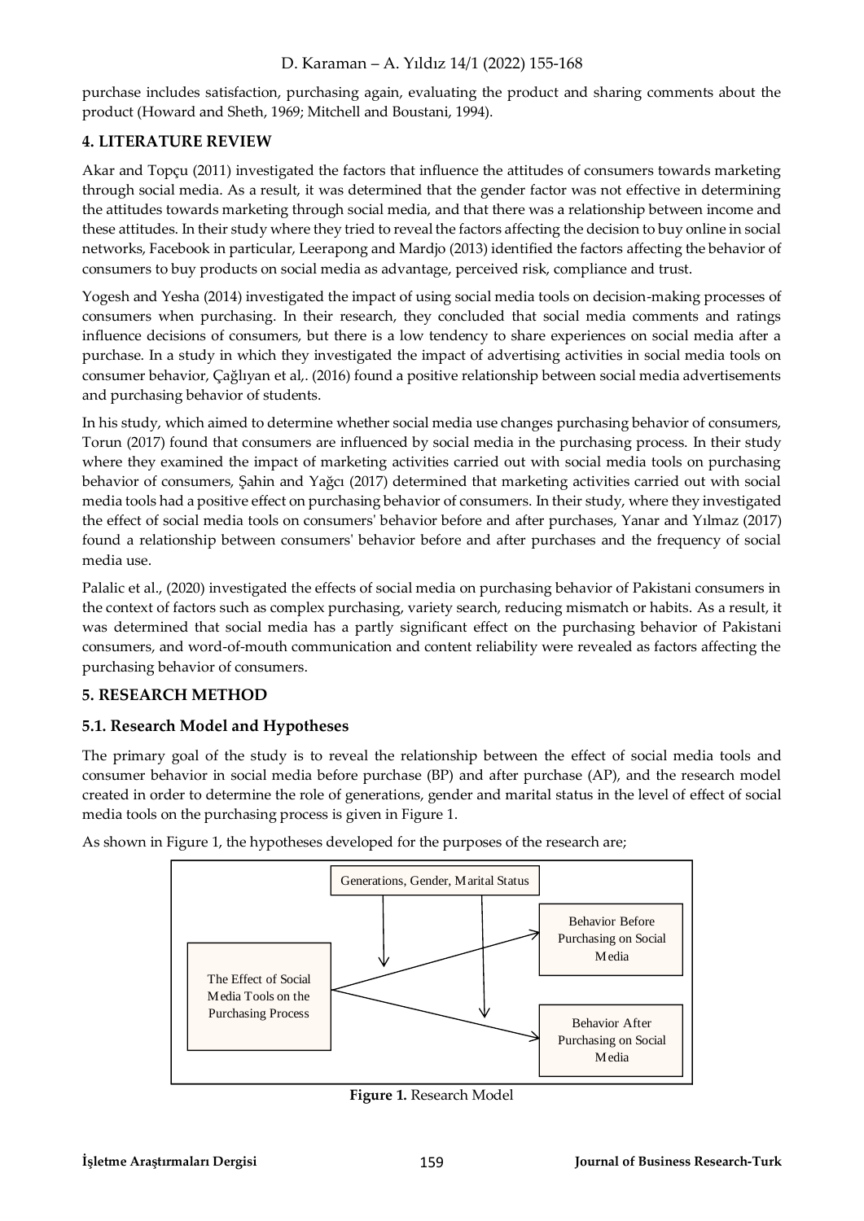purchase includes satisfaction, purchasing again, evaluating the product and sharing comments about the product (Howard and Sheth, 1969; Mitchell and Boustani, 1994).

## 4. LITERATURE REVIEW

Akar and Topçu (2011) investigated the factors that influence the attitudes of consumers towards marketing through social media. As a result, it was determined that the gender factor was not effective in determining the attitudes towards marketing through social media, and that there was a relationship between income and these attitudes. In their study where they tried to reveal the factors affecting the decision to buy online in social networks, Facebook in particular, Leerapong and Mardjo (2013) identified the factors affecting the behavior of consumers to buy products on social media as advantage, perceived risk, compliance and trust.

Yogesh and Yesha (2014) investigated the impact of using social media tools on decision-making processes of consumers when purchasing. In their research, they concluded that social media comments and ratings influence decisions of consumers, but there is a low tendency to share experiences on social media after a purchase. In a study in which they investigated the impact of advertising activities in social media tools on consumer behavior, Çağlıyan et al,. (2016) found a positive relationship between social media advertisements and purchasing behavior of students.

In his study, which aimed to determine whether social media use changes purchasing behavior of consumers, Torun (2017) found that consumers are influenced by social media in the purchasing process. In their study where they examined the impact of marketing activities carried out with social media tools on purchasing behavior of consumers, Şahin and Yağcı (2017) determined that marketing activities carried out with social media tools had a positive effect on purchasing behavior of consumers. In their study, where they investigated the effect of social media tools on consumers' behavior before and after purchases, Yanar and Yılmaz (2017) found a relationship between consumers' behavior before and after purchases and the frequency of social media use.

Palalic et al., (2020) investigated the effects of social media on purchasing behavior of Pakistani consumers in the context of factors such as complex purchasing, variety search, reducing mismatch or habits. As a result, it was determined that social media has a partly significant effect on the purchasing behavior of Pakistani consumers, and word-of-mouth communication and content reliability were revealed as factors affecting the purchasing behavior of consumers.

## 5. RESEARCH METHOD

### 5.1. Research Model and Hypotheses

The primary goal of the study is to reveal the relationship between the effect of social media tools and consumer behavior in social media before purchase (BP) and after purchase (AP), and the research model created in order to determine the role of generations, gender and marital status in the level of effect of social media tools on the purchasing process is given in Figure 1.

As shown in Figure 1, the hypotheses developed for the purposes of the research are;

Generations, Gender, Marital Status

The Effect of Social Media Tools on the Purchasing Process

Behavior Before Purchasing on Social Media

Behavior After Purchasing on Social Media

**Figure 1.** Research Model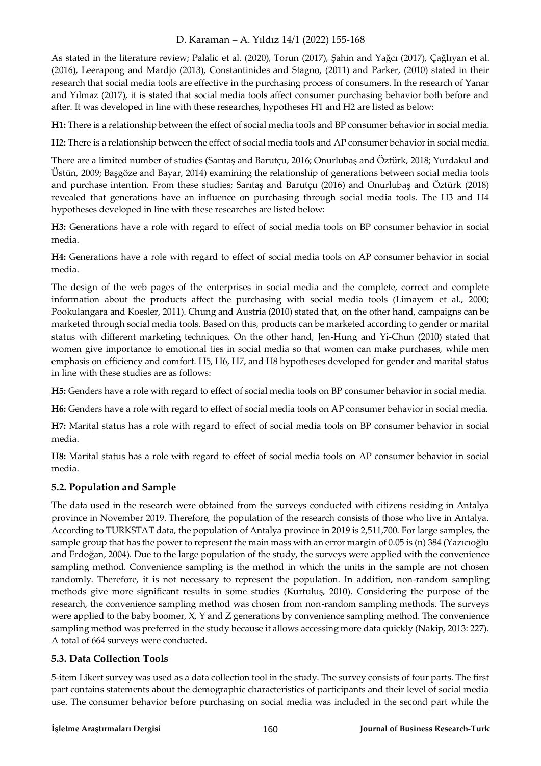As stated in the literature review; Palalic et al. (2020), Torun (2017), Şahin and Yağcı (2017), Çağlıyan et al. (2016), Leerapong and Mardjo (2013), Constantinides and Stagno, (2011) and Parker, (2010) stated in their research that social media tools are effective in the purchasing process of consumers. In the research of Yanar and Yılmaz (2017), it is stated that social media tools affect consumer purchasing behavior both before and after. It was developed in line with these researches, hypotheses H1 and H2 are listed as below:

**H1:** There is a relationship between the effect of social media tools and BP consumer behavior in social media.

**H2:** There is a relationship between the effect of social media tools and AP consumer behavior in social media.

There are a limited number of studies (Sarıtaş and Barutçu, 2016; Onurlubaş and Öztürk, 2018; Yurdakul and Üstün, 2009; Başgöze and Bayar, 2014) examining the relationship of generations between social media tools and purchase intention. From these studies; Sarıtaş and Barutçu (2016) and Onurlubaş and Öztürk (2018) revealed that generations have an influence on purchasing through social media tools. The H3 and H4 hypotheses developed in line with these researches are listed below:

**H3:** Generations have a role with regard to effect of social media tools on BP consumer behavior in social media.

**H4:** Generations have a role with regard to effect of social media tools on AP consumer behavior in social media.

The design of the web pages of the enterprises in social media and the complete, correct and complete information about the products affect the purchasing with social media tools (Limayem et al., 2000; Pookulangara and Koesler, 2011). Chung and Austria (2010) stated that, on the other hand, campaigns can be marketed through social media tools. Based on this, products can be marketed according to gender or marital status with different marketing techniques. On the other hand, Jen-Hung and Yi-Chun (2010) stated that women give importance to emotional ties in social media so that women can make purchases, while men emphasis on efficiency and comfort. H5, H6, H7, and H8 hypotheses developed for gender and marital status in line with these studies are as follows:

**H5:** Genders have a role with regard to effect of social media tools on BP consumer behavior in social media.

**H6:** Genders have a role with regard to effect of social media tools on AP consumer behavior in social media.

**H7:** Marital status has a role with regard to effect of social media tools on BP consumer behavior in social media.

**H8:** Marital status has a role with regard to effect of social media tools on AP consumer behavior in social media.

### 5.2. Population and Sample

The data used in the research were obtained from the surveys conducted with citizens residing in Antalya province in November 2019. Therefore, the population of the research consists of those who live in Antalya. According to TURKSTAT data, the population of Antalya province in 2019 is 2,511,700. For large samples, the sample group that has the power to represent the main mass with an error margin of 0.05 is (n) 384 (Yazıcıoğlu and Erdoğan, 2004). Due to the large population of the study, the surveys were applied with the convenience sampling method. Convenience sampling is the method in which the units in the sample are not chosen randomly. Therefore, it is not necessary to represent the population. In addition, non-random sampling methods give more significant results in some studies (Kurtuluş, 2010). Considering the purpose of the research, the convenience sampling method was chosen from non-random sampling methods. The surveys were applied to the baby boomer, X, Y and Z generations by convenience sampling method. The convenience sampling method was preferred in the study because it allows accessing more data quickly (Nakip, 2013: 227). A total of 664 surveys were conducted.

### 5.3. Data Collection Tools

5-item Likert survey was used as a data collection tool in the study. The survey consists of four parts. The first part contains statements about the demographic characteristics of participants and their level of social media use. The consumer behavior before purchasing on social media was included in the second part while the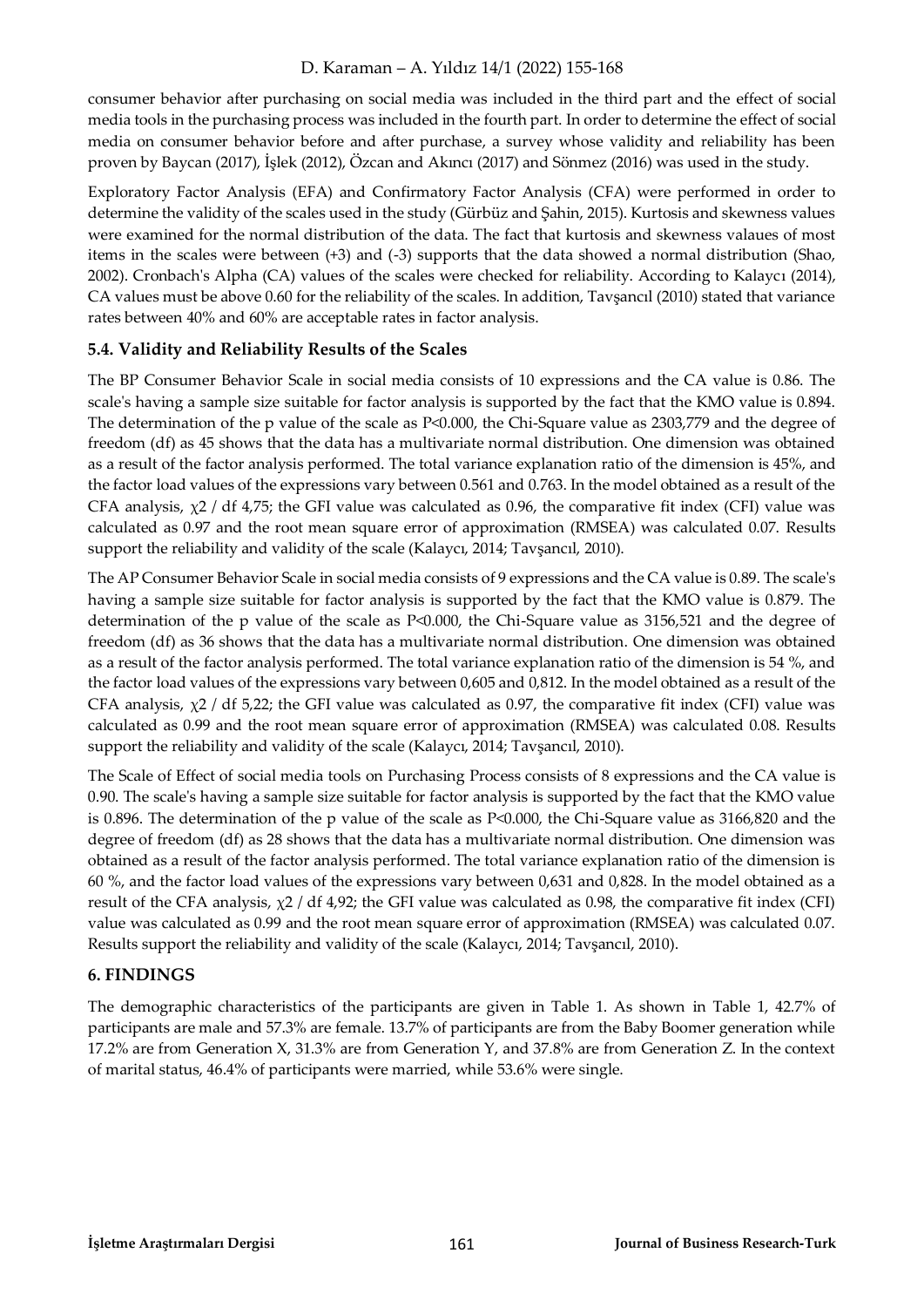consumer behavior after purchasing on social media was included in the third part and the effect of social media tools in the purchasing process was included in the fourth part. In order to determine the effect of social media on consumer behavior before and after purchase, a survey whose validity and reliability has been proven by Baycan (2017), İşlek (2012), Özcan and Akıncı (2017) and Sönmez (2016) was used in the study.

Exploratory Factor Analysis (EFA) and Confirmatory Factor Analysis (CFA) were performed in order to determine the validity of the scales used in the study (Gürbüz and Şahin, 2015). Kurtosis and skewness values were examined for the normal distribution of the data. The fact that kurtosis and skewness valaues of most items in the scales were between (+3) and (-3) supports that the data showed a normal distribution (Shao, 2002). Cronbach's Alpha (CA) values of the scales were checked for reliability. According to Kalaycı (2014), CA values must be above 0.60 for the reliability of the scales. In addition, Tavşancıl (2010) stated that variance rates between 40% and 60% are acceptable rates in factor analysis.

### 5.4. Validity and Reliability Results of the Scales

The BP Consumer Behavior Scale in social media consists of 10 expressions and the CA value is 0.86. The scale's having a sample size suitable for factor analysis is supported by the fact that the KMO value is 0.894. The determination of the p value of the scale as $P<0.000$, the Chi-Square value as 2303,779 and the degree of freedom (df) as 45 shows that the data has a multivariate normal distribution. One dimension was obtained as a result of the factor analysis performed. The total variance explanation ratio of the dimension is 45%, and the factor load values of the expressions vary between 0.561 and 0.763. In the model obtained as a result of the CFA analysis, $\chi 2$ / df 4,75; the GFI value was calculated as 0.96, the comparative fit index (CFI) value was calculated as 0.97 and the root mean square error of approximation (RMSEA) was calculated 0.07. Results support the reliability and validity of the scale (Kalaycı, 2014; Tavşancıl, 2010).

The AP Consumer Behavior Scale in social media consists of 9 expressions and the CA value is 0.89. The scale's having a sample size suitable for factor analysis is supported by the fact that the KMO value is 0.879. The determination of the p value of the scale as $P<0.000$, the Chi-Square value as 3156,521 and the degree of freedom (df) as 36 shows that the data has a multivariate normal distribution. One dimension was obtained as a result of the factor analysis performed. The total variance explanation ratio of the dimension is 54 %, and the factor load values of the expressions vary between 0,605 and 0,812. In the model obtained as a result of the CFA analysis, $\chi 2$ / df 5,22; the GFI value was calculated as 0.97, the comparative fit index (CFI) value was calculated as 0.99 and the root mean square error of approximation (RMSEA) was calculated 0.08. Results support the reliability and validity of the scale (Kalaycı, 2014; Tavşancıl, 2010).

The Scale of Effect of social media tools on Purchasing Process consists of 8 expressions and the CA value is 0.90. The scale's having a sample size suitable for factor analysis is supported by the fact that the KMO value is 0.896. The determination of the p value of the scale as $P<0.000$, the Chi-Square value as 3166,820 and the degree of freedom (df) as 28 shows that the data has a multivariate normal distribution. One dimension was obtained as a result of the factor analysis performed. The total variance explanation ratio of the dimension is 60 %, and the factor load values of the expressions vary between 0,631 and 0,828. In the model obtained as a result of the CFA analysis, $\chi 2$ / df 4,92; the GFI value was calculated as 0.98, the comparative fit index (CFI) value was calculated as 0.99 and the root mean square error of approximation (RMSEA) was calculated 0.07. Results support the reliability and validity of the scale (Kalaycı, 2014; Tavşancıl, 2010).

## 6. FINDINGS

The demographic characteristics of the participants are given in Table 1. As shown in Table 1, 42.7% of participants are male and 57.3% are female. 13.7% of participants are from the Baby Boomer generation while 17.2% are from Generation X, 31.3% are from Generation Y, and 37.8% are from Generation Z. In the context of marital status, 46.4% of participants were married, while 53.6% were single.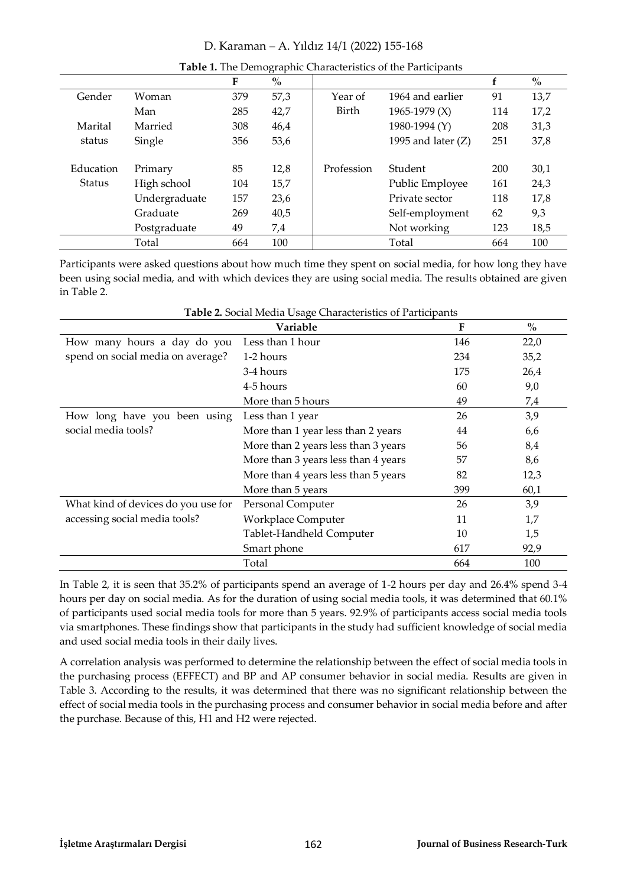**Table 1.** The Demographic Characteristics of the Participants

| | | F | % | | | f | % |
|---|---|---|---|---|---|---|---|
| Gender | Woman | 379 | 57,3 | Year of Birth | 1964 and earlier | 91 | 13,7 |
| | Man | 285 | 42,7 | | 1965-1979 (X) | 114 | 17,2 |
| Marital status | Married | 308 | 46,4 | | 1980-1994 (Y) | 208 | 31,3 |
| | Single | 356 | 53,6 | | 1995 and later (Z) | 251 | 37,8 |
| Education Status | Primary | 85 | 12,8 | Profession | Student | 200 | 30,1 |
| | High school | 104 | 15,7 | | Public Employee | 161 | 24,3 |
| | Undergraduate | 157 | 23,6 | | Private sector | 118 | 17,8 |
| | Graduate | 269 | 40,5 | | Self-employment | 62 | 9,3 |
| | Postgraduate | 49 | 7,4 | | Not working | 123 | 18,5 |
| | Total | 664 | 100 | | Total | 664 | 100 |

Participants were asked questions about how much time they spent on social media, for how long they have been using social media, and with which devices they are using social media. The results obtained are given in Table 2.

**Table 2.** Social Media Usage Characteristics of Participants

| | Variable | F | % |
|---|---|---|---|
| How many hours a day do you spend on social media on average? | Less than 1 hour | 146 | 22,0 |
| | 1-2 hours | 234 | 35,2 |
| | 3-4 hours | 175 | 26,4 |
| | 4-5 hours | 60 | 9,0 |
| | More than 5 hours | 49 | 7,4 |
| How long have you been using social media tools? | Less than 1 year | 26 | 3,9 |
| | More than 1 year less than 2 years | 44 | 6,6 |
| | More than 2 years less than 3 years | 56 | 8,4 |
| | More than 3 years less than 4 years | 57 | 8,6 |
| | More than 4 years less than 5 years | 82 | 12,3 |
| | More than 5 years | 399 | 60,1 |
| What kind of devices do you use for accessing social media tools? | Personal Computer | 26 | 3,9 |
| | Workplace Computer | 11 | 1,7 |
| | Tablet-Handheld Computer | 10 | 1,5 |
| | Smart phone | 617 | 92,9 |
| | Total | 664 | 100 |

In Table 2, it is seen that 35.2% of participants spend an average of 1-2 hours per day and 26.4% spend 3-4 hours per day on social media. As for the duration of using social media tools, it was determined that 60.1% of participants used social media tools for more than 5 years. 92.9% of participants access social media tools via smartphones. These findings show that participants in the study had sufficient knowledge of social media and used social media tools in their daily lives.

A correlation analysis was performed to determine the relationship between the effect of social media tools in the purchasing process (EFFECT) and BP and AP consumer behavior in social media. Results are given in Table 3. According to the results, it was determined that there was no significant relationship between the effect of social media tools in the purchasing process and consumer behavior in social media before and after the purchase. Because of this, H1 and H2 were rejected.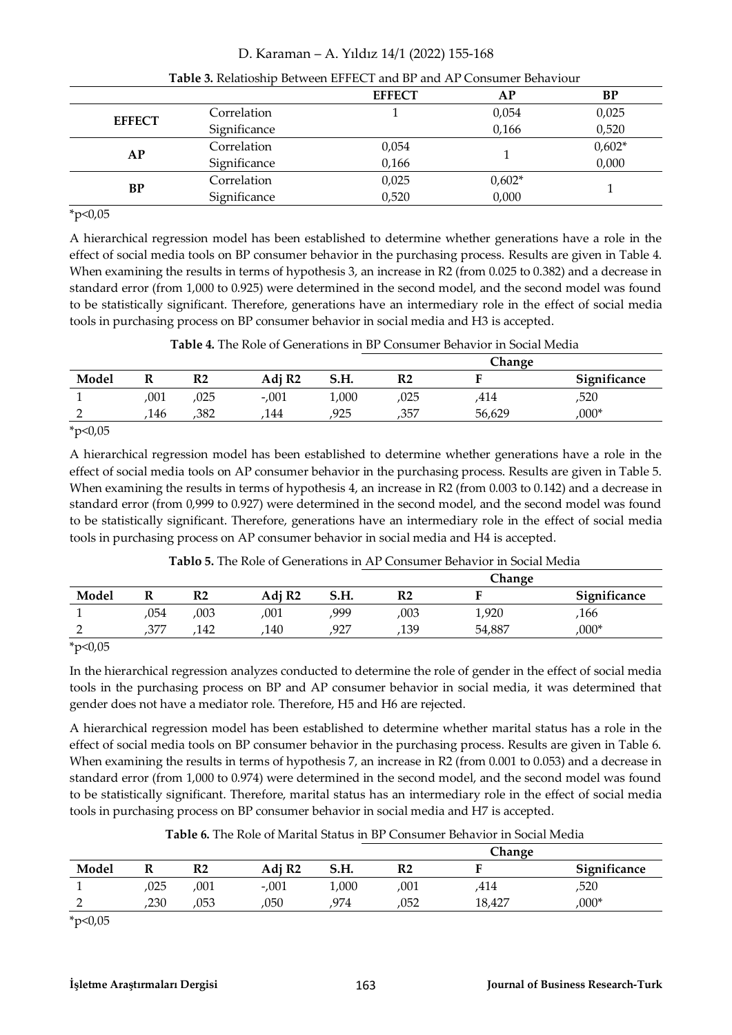**Table 3.** Relatioship Between EFFECT and BP and AP Consumer Behaviour

| | | EFFECT | AP | BP |
|---|---|---|---|---|
| **EFFECT** | Correlation | 1 | 0,054 | 0,025 |
| | Significance | | 0,166 | 0,520 |
| **AP** | Correlation | 0,054 | 1 | 0,602* |
| | Significance | 0,166 | | 0,000 |
| **BP** | Correlation | 0,025 | 0,602* | 1 |
| | Significance | 0,520 | 0,000 | |

*p<0,05

A hierarchical regression model has been established to determine whether generations have a role in the effect of social media tools on BP consumer behavior in the purchasing process. Results are given in Table 4. When examining the results in terms of hypothesis 3, an increase in R2 (from 0.025 to 0.382) and a decrease in standard error (from 1,000 to 0.925) were determined in the second model, and the second model was found to be statistically significant. Therefore, generations have an intermediary role in the effect of social media tools in purchasing process on BP consumer behavior in social media and H3 is accepted.

**Table 4.** The Role of Generations in BP Consumer Behavior in Social Media

| | | | | | Change | | |
|---|---|---|---|---|---|---|---|
| **Model** | **R** | **R2** | **Adj R2** | **S.H.** | **R2** | **F** | **Significance** |
| 1 | ,001 | ,025 | -,001 | 1,000 | ,025 | ,414 | ,520 |
| 2 | ,146 | ,382 | ,144 | ,925 | ,357 | 56,629 | ,000* |

*p<0,05

A hierarchical regression model has been established to determine whether generations have a role in the effect of social media tools on AP consumer behavior in the purchasing process. Results are given in Table 5. When examining the results in terms of hypothesis 4, an increase in R2 (from 0.003 to 0.142) and a decrease in standard error (from 0,999 to 0.927) were determined in the second model, and the second model was found to be statistically significant. Therefore, generations have an intermediary role in the effect of social media tools in purchasing process on AP consumer behavior in social media and H4 is accepted.

**Tablo 5.** The Role of Generations in AP Consumer Behavior in Social Media

| | | | | | Change | | |
|---|---|---|---|---|---|---|---|
| **Model** | **R** | **R2** | **Adj R2** | **S.H.** | **R2** | **F** | **Significance** |
| 1 | ,054 | ,003 | ,001 | ,999 | ,003 | 1,920 | ,166 |
| 2 | ,377 | ,142 | ,140 | ,927 | ,139 | 54,887 | ,000* |

*p<0,05

In the hierarchical regression analyzes conducted to determine the role of gender in the effect of social media tools in the purchasing process on BP and AP consumer behavior in social media, it was determined that gender does not have a mediator role. Therefore, H5 and H6 are rejected.

A hierarchical regression model has been established to determine whether marital status has a role in the effect of social media tools on BP consumer behavior in the purchasing process. Results are given in Table 6. When examining the results in terms of hypothesis 7, an increase in R2 (from 0.001 to 0.053) and a decrease in standard error (from 1,000 to 0.974) were determined in the second model, and the second model was found to be statistically significant. Therefore, marital status has an intermediary role in the effect of social media tools in purchasing process on BP consumer behavior in social media and H7 is accepted.

**Table 6.** The Role of Marital Status in BP Consumer Behavior in Social Media

| | | | | | Change | | |
|---|---|---|---|---|---|---|---|
| **Model** | **R** | **R2** | **Adj R2** | **S.H.** | **R2** | **F** | **Significance** |
| 1 | ,025 | ,001 | -,001 | 1,000 | ,001 | ,414 | ,520 |
| 2 | ,230 | ,053 | ,050 | ,974 | ,052 | 18,427 | ,000* |

*p<0,05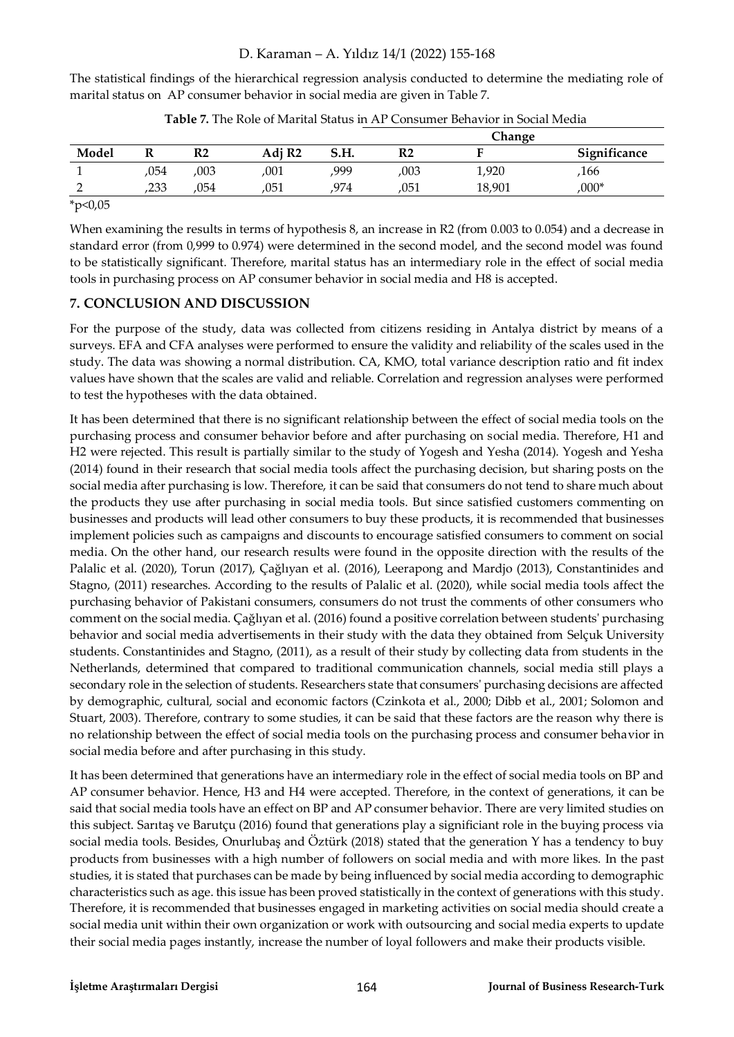The statistical findings of the hierarchical regression analysis conducted to determine the mediating role of marital status on AP consumer behavior in social media are given in Table 7.

**Table 7.** The Role of Marital Status in AP Consumer Behavior in Social Media

| | | | | | Change | | |
|---|---|---|---|---|---|---|---|
| **Model** | **R** | **R2** | **Adj R2** | **S.H.** | **R2** | **F** | **Significance** |
| 1 | ,054 | ,003 | ,001 | ,999 | ,003 | 1,920 | ,166 |
| 2 | ,233 | ,054 | ,051 | ,974 | ,051 | 18,901 | ,000* |

*p<0,05

When examining the results in terms of hypothesis 8, an increase in R2 (from 0.003 to 0.054) and a decrease in standard error (from 0,999 to 0.974) were determined in the second model, and the second model was found to be statistically significant. Therefore, marital status has an intermediary role in the effect of social media tools in purchasing process on AP consumer behavior in social media and H8 is accepted.

## 7. CONCLUSION AND DISCUSSION

For the purpose of the study, data was collected from citizens residing in Antalya district by means of a surveys. EFA and CFA analyses were performed to ensure the validity and reliability of the scales used in the study. The data was showing a normal distribution. CA, KMO, total variance description ratio and fit index values have shown that the scales are valid and reliable. Correlation and regression analyses were performed to test the hypotheses with the data obtained.

It has been determined that there is no significant relationship between the effect of social media tools on the purchasing process and consumer behavior before and after purchasing on social media. Therefore, H1 and H2 were rejected. This result is partially similar to the study of Yogesh and Yesha (2014). Yogesh and Yesha (2014) found in their research that social media tools affect the purchasing decision, but sharing posts on the social media after purchasing is low. Therefore, it can be said that consumers do not tend to share much about the products they use after purchasing in social media tools. But since satisfied customers commenting on businesses and products will lead other consumers to buy these products, it is recommended that businesses implement policies such as campaigns and discounts to encourage satisfied consumers to comment on social media. On the other hand, our research results were found in the opposite direction with the results of the Palalic et al. (2020), Torun (2017), Çağlıyan et al. (2016), Leerapong and Mardjo (2013), Constantinides and Stagno, (2011) researches. According to the results of Palalic et al. (2020), while social media tools affect the purchasing behavior of Pakistani consumers, consumers do not trust the comments of other consumers who comment on the social media. Çağlıyan et al. (2016) found a positive correlation between students' purchasing behavior and social media advertisements in their study with the data they obtained from Selçuk University students. Constantinides and Stagno, (2011), as a result of their study by collecting data from students in the Netherlands, determined that compared to traditional communication channels, social media still plays a secondary role in the selection of students. Researchers state that consumers' purchasing decisions are affected by demographic, cultural, social and economic factors (Czinkota et al., 2000; Dibb et al., 2001; Solomon and Stuart, 2003). Therefore, contrary to some studies, it can be said that these factors are the reason why there is no relationship between the effect of social media tools on the purchasing process and consumer behavior in social media before and after purchasing in this study.

It has been determined that generations have an intermediary role in the effect of social media tools on BP and AP consumer behavior. Hence, H3 and H4 were accepted. Therefore, in the context of generations, it can be said that social media tools have an effect on BP and AP consumer behavior. There are very limited studies on this subject. Sarıtaş ve Barutçu (2016) found that generations play a significiant role in the buying process via social media tools. Besides, Onurlubaş and Öztürk (2018) stated that the generation Y has a tendency to buy products from businesses with a high number of followers on social media and with more likes. In the past studies, it is stated that purchases can be made by being influenced by social media according to demographic characteristics such as age. this issue has been proved statistically in the context of generations with this study. Therefore, it is recommended that businesses engaged in marketing activities on social media should create a social media unit within their own organization or work with outsourcing and social media experts to update their social media pages instantly, increase the number of loyal followers and make their products visible.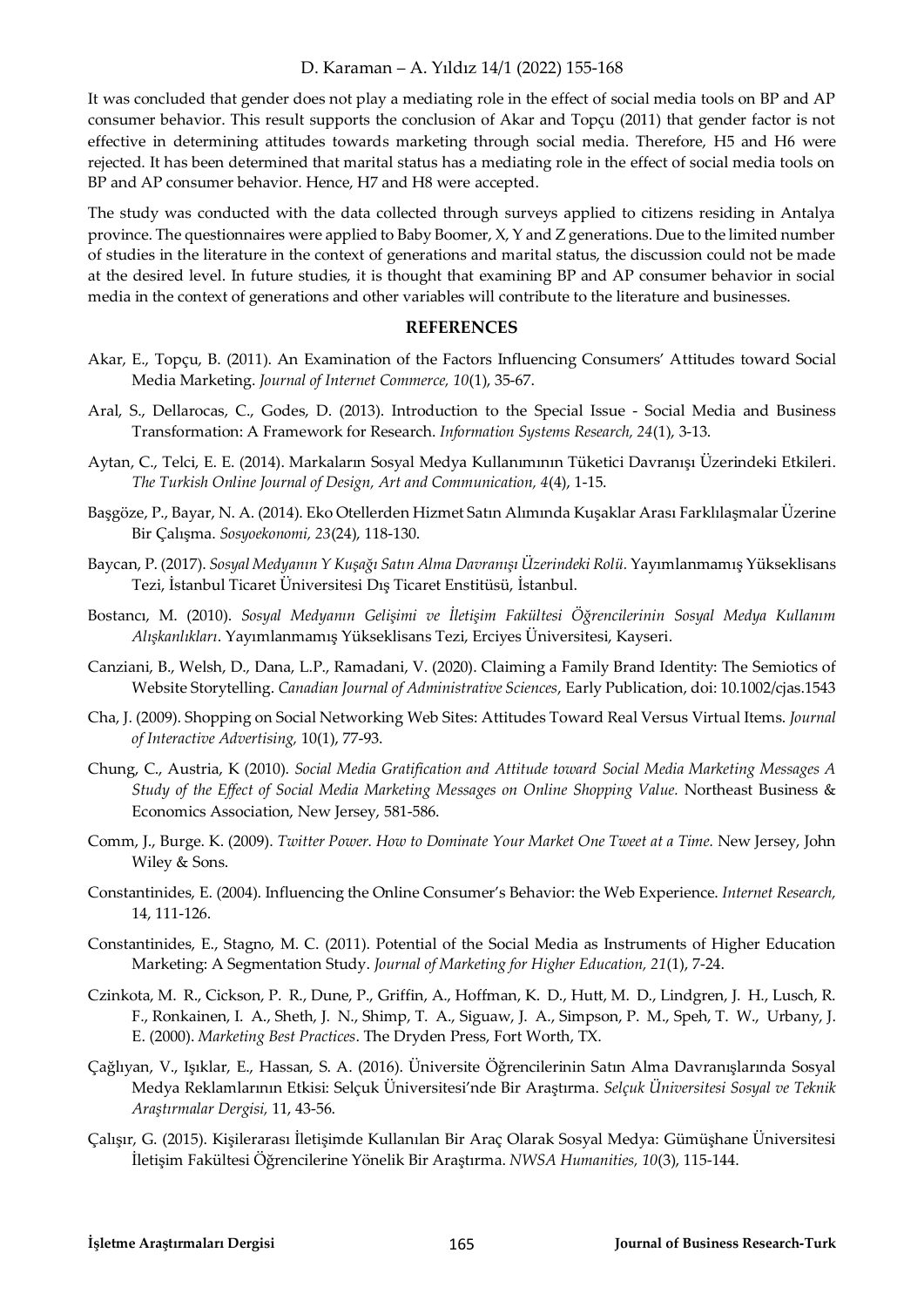It was concluded that gender does not play a mediating role in the effect of social media tools on BP and AP consumer behavior. This result supports the conclusion of Akar and Topçu (2011) that gender factor is not effective in determining attitudes towards marketing through social media. Therefore, H5 and H6 were rejected. It has been determined that marital status has a mediating role in the effect of social media tools on BP and AP consumer behavior. Hence, H7 and H8 were accepted.

The study was conducted with the data collected through surveys applied to citizens residing in Antalya province. The questionnaires were applied to Baby Boomer, X, Y and Z generations. Due to the limited number of studies in the literature in the context of generations and marital status, the discussion could not be made at the desired level. In future studies, it is thought that examining BP and AP consumer behavior in social media in the context of generations and other variables will contribute to the literature and businesses.

## REFERENCES

Akar, E., Topçu, B. (2011). An Examination of the Factors Influencing Consumers' Attitudes toward Social Media Marketing. *Journal of Internet Commerce, 10*(1), 35-67.

Aral, S., Dellarocas, C., Godes, D. (2013). Introduction to the Special Issue - Social Media and Business Transformation: A Framework for Research. *Information Systems Research, 24*(1), 3-13.

Aytan, C., Telci, E. E. (2014). Markaların Sosyal Medya Kullanımının Tüketici Davranışı Üzerindeki Etkileri. *The Turkish Online Journal of Design, Art and Communication, 4*(4), 1-15.

Başgöze, P., Bayar, N. A. (2014). Eko Otellerden Hizmet Satın Alımında Kuşaklar Arası Farklılaşmalar Üzerine Bir Çalışma. *Sosyoekonomi, 23*(24), 118-130.

Baycan, P. (2017). *Sosyal Medyanın Y Kuşağı Satın Alma Davranışı Üzerindeki Rolü.* Yayımlanmamış Yükseklisans Tezi, İstanbul Ticaret Üniversitesi Dış Ticaret Enstitüsü, İstanbul.

Bostancı, M. (2010). *Sosyal Medyanın Gelişimi ve İletişim Fakültesi Öğrencilerinin Sosyal Medya Kullanım Alışkanlıkları*. Yayımlanmamış Yükseklisans Tezi, Erciyes Üniversitesi, Kayseri.

Canziani, B., Welsh, D., Dana, L.P., Ramadani, V. (2020). Claiming a Family Brand Identity: The Semiotics of Website Storytelling. *Canadian Journal of Administrative Sciences*, Early Publication, doi: 10.1002/cjas.1543

Cha, J. (2009). Shopping on Social Networking Web Sites: Attitudes Toward Real Versus Virtual Items. *Journal of Interactive Advertising,* 10(1), 77-93.

Chung, C., Austria, K (2010). *Social Media Gratification and Attitude toward Social Media Marketing Messages A Study of the Effect of Social Media Marketing Messages on Online Shopping Value.* Northeast Business & Economics Association, New Jersey, 581-586.

Comm, J., Burge. K. (2009). *Twitter Power. How to Dominate Your Market One Tweet at a Time.* New Jersey, John Wiley & Sons.

Constantinides, E. (2004). Influencing the Online Consumer's Behavior: the Web Experience. *Internet Research,* 14, 111-126.

Constantinides, E., Stagno, M. C. (2011). Potential of the Social Media as Instruments of Higher Education Marketing: A Segmentation Study. *Journal of Marketing for Higher Education, 21*(1), 7-24.

Czinkota, M. R., Cickson, P. R., Dune, P., Griffin, A., Hoffman, K. D., Hutt, M. D., Lindgren, J. H., Lusch, R. F., Ronkainen, I. A., Sheth, J. N., Shimp, T. A., Siguaw, J. A., Simpson, P. M., Speh, T. W., Urbany, J. E. (2000). *Marketing Best Practices*. The Dryden Press, Fort Worth, TX.

Çağlıyan, V., Işıklar, E., Hassan, S. A. (2016). Üniversite Öğrencilerinin Satın Alma Davranışlarında Sosyal Medya Reklamlarının Etkisi: Selçuk Üniversitesi'nde Bir Araştırma. *Selçuk Üniversitesi Sosyal ve Teknik Araştırmalar Dergisi,* 11, 43-56.

Çalışır, G. (2015). Kişilerarası İletişimde Kullanılan Bir Araç Olarak Sosyal Medya: Gümüşhane Üniversitesi İletişim Fakültesi Öğrencilerine Yönelik Bir Araştırma. *NWSA Humanities, 10*(3), 115-144.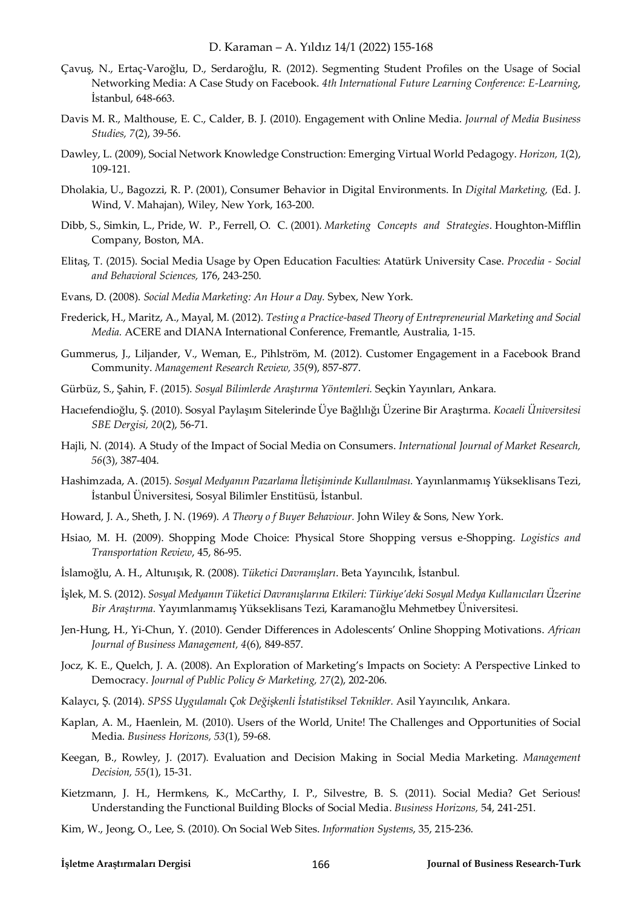Çavuş, N., Ertaç-Varoğlu, D., Serdaroğlu, R. (2012). Segmenting Student Profiles on the Usage of Social Networking Media: A Case Study on Facebook. *4th International Future Learning Conference: E-Learning*, İstanbul, 648-663.

Davis M. R., Malthouse, E. C., Calder, B. J. (2010). Engagement with Online Media. *Journal of Media Business Studies, 7*(2), 39-56.

Dawley, L. (2009), Social Network Knowledge Construction: Emerging Virtual World Pedagogy. *Horizon, 1*(2), 109-121.

Dholakia, U., Bagozzi, R. P. (2001), Consumer Behavior in Digital Environments. In *Digital Marketing,* (Ed. J. Wind, V. Mahajan), Wiley, New York, 163-200.

Dibb, S., Simkin, L., Pride, W. P., Ferrell, O. C. (2001). *Marketing Concepts and Strategies*. Houghton-Mifflin Company, Boston, MA.

Elitaş, T. (2015). Social Media Usage by Open Education Faculties: Atatürk University Case. *Procedia - Social and Behavioral Sciences,* 176, 243-250.

Evans, D. (2008). *Social Media Marketing: An Hour a Day.* Sybex, New York.

Frederick, H., Maritz, A., Mayal, M. (2012). *Testing a Practice-based Theory of Entrepreneurial Marketing and Social Media.* ACERE and DIANA International Conference, Fremantle, Australia, 1-15.

Gummerus, J., Liljander, V., Weman, E., Pihlström, M. (2012). Customer Engagement in a Facebook Brand Community. *Management Research Review, 35*(9), 857-877.

Gürbüz, S., Şahin, F. (2015). *Sosyal Bilimlerde Araştırma Yöntemleri.* Seçkin Yayınları, Ankara.

Hacıefendioğlu, Ş. (2010). Sosyal Paylaşım Sitelerinde Üye Bağlılığı Üzerine Bir Araştırma. *Kocaeli Üniversitesi SBE Dergisi, 20*(2), 56-71.

Hajli, N. (2014). A Study of the Impact of Social Media on Consumers. *International Journal of Market Research, 56*(3), 387-404.

Hashimzada, A. (2015). *Sosyal Medyanın Pazarlama İletişiminde Kullanılması.* Yayınlanmamış Yükseklisans Tezi, İstanbul Üniversitesi, Sosyal Bilimler Enstitüsü, İstanbul.

Howard, J. A., Sheth, J. N. (1969). *A Theory o f Buyer Behaviour.* John Wiley & Sons, New York.

Hsiao, M. H. (2009). Shopping Mode Choice: Physical Store Shopping versus e-Shopping. *Logistics and Transportation Review*, 45, 86-95.

İslamoğlu, A. H., Altunışık, R. (2008). *Tüketici Davranışları*. Beta Yayıncılık, İstanbul.

İşlek, M. S. (2012). *Sosyal Medyanın Tüketici Davranışlarına Etkileri: Türkiye'deki Sosyal Medya Kullanıcıları Üzerine Bir Araştırma.* Yayımlanmamış Yükseklisans Tezi, Karamanoğlu Mehmetbey Üniversitesi.

Jen-Hung, H., Yi-Chun, Y. (2010). Gender Differences in Adolescents' Online Shopping Motivations. *African Journal of Business Management, 4*(6), 849-857.

Jocz, K. E., Quelch, J. A. (2008). An Exploration of Marketing's Impacts on Society: A Perspective Linked to Democracy. *Journal of Public Policy & Marketing, 27*(2), 202-206.

Kalaycı, Ş. (2014). *SPSS Uygulamalı Çok Değişkenli İstatistiksel Teknikler.* Asil Yayıncılık, Ankara.

Kaplan, A. M., Haenlein, M. (2010). Users of the World, Unite! The Challenges and Opportunities of Social Media. *Business Horizons, 53*(1), 59-68.

Keegan, B., Rowley, J. (2017). Evaluation and Decision Making in Social Media Marketing. *Management Decision, 55*(1), 15-31.

Kietzmann, J. H., Hermkens, K., McCarthy, I. P., Silvestre, B. S. (2011). Social Media? Get Serious! Understanding the Functional Building Blocks of Social Media. *Business Horizons,* 54, 241-251.

Kim, W., Jeong, O., Lee, S. (2010). On Social Web Sites. *Information Systems*, 35, 215-236.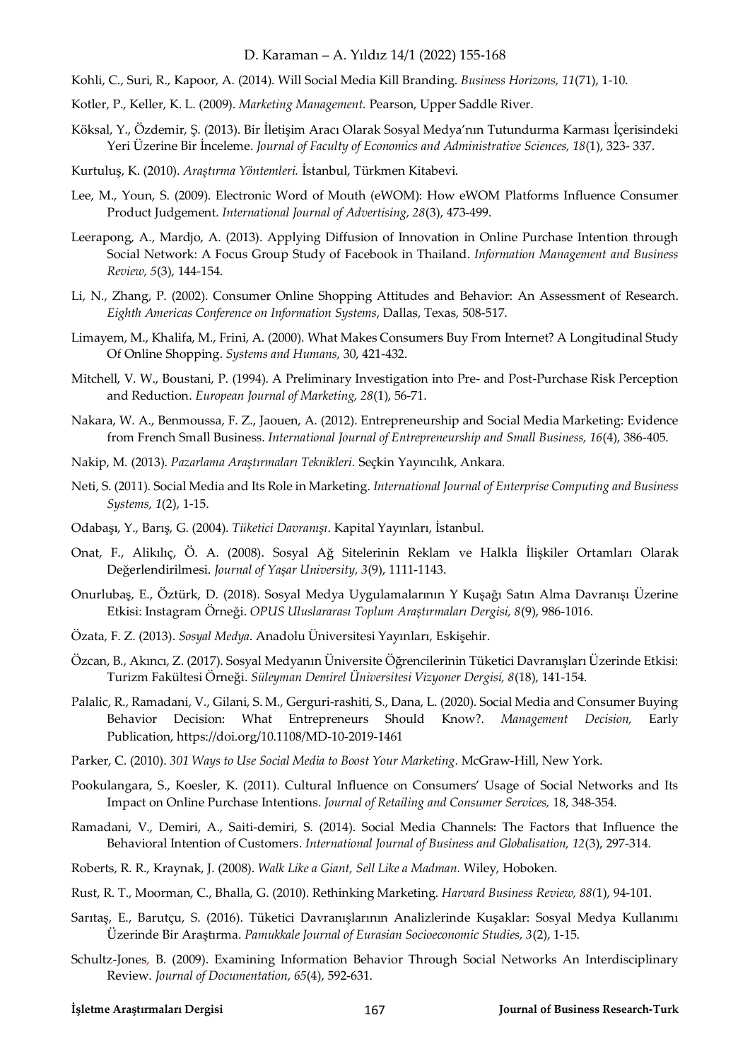Kohli, C., Suri, R., Kapoor, A. (2014). Will Social Media Kill Branding. *Business Horizons, 11*(71), 1-10.

Kotler, P., Keller, K. L. (2009). *Marketing Management.* Pearson, Upper Saddle River.

Köksal, Y., Özdemir, Ş. (2013). Bir İletişim Aracı Olarak Sosyal Medya'nın Tutundurma Karması İçerisindeki Yeri Üzerine Bir İnceleme. *Journal of Faculty of Economics and Administrative Sciences, 18*(1), 323- 337.

Kurtuluş, K. (2010). *Araştırma Yöntemleri.* İstanbul, Türkmen Kitabevi.

Lee, M., Youn, S. (2009). Electronic Word of Mouth (eWOM): How eWOM Platforms Influence Consumer Product Judgement. *International Journal of Advertising, 28*(3), 473-499.

Leerapong, A., Mardjo, A. (2013). Applying Diffusion of Innovation in Online Purchase Intention through Social Network: A Focus Group Study of Facebook in Thailand. *Information Management and Business Review, 5*(3), 144-154.

Li, N., Zhang, P. (2002). Consumer Online Shopping Attitudes and Behavior: An Assessment of Research. *Eighth Americas Conference on Information Systems*, Dallas, Texas, 508-517.

Limayem, M., Khalifa, M., Frini, A. (2000). What Makes Consumers Buy From Internet? A Longitudinal Study Of Online Shopping. *Systems and Humans,* 30, 421-432.

Mitchell, V. W., Boustani, P. (1994). A Preliminary Investigation into Pre- and Post-Purchase Risk Perception and Reduction. *European Journal of Marketing, 28*(1), 56-71.

Nakara, W. A., Benmoussa, F. Z., Jaouen, A. (2012). Entrepreneurship and Social Media Marketing: Evidence from French Small Business. *International Journal of Entrepreneurship and Small Business, 16*(4), 386-405.

Nakip, M. (2013). *Pazarlama Araştırmaları Teknikleri*. Seçkin Yayıncılık, Ankara.

Neti, S. (2011). Social Media and Its Role in Marketing. *International Journal of Enterprise Computing and Business Systems, 1*(2), 1-15.

Odabaşı, Y., Barış, G. (2004). *Tüketici Davranışı*. Kapital Yayınları, İstanbul.

Onat, F., Alikılıç, Ö. A. (2008). Sosyal Ağ Sitelerinin Reklam ve Halkla İlişkiler Ortamları Olarak Değerlendirilmesi. *Journal of Yaşar University, 3*(9), 1111-1143.

Onurlubaş, E., Öztürk, D. (2018). Sosyal Medya Uygulamalarının Y Kuşağı Satın Alma Davranışı Üzerine Etkisi: Instagram Örneği. *OPUS Uluslararası Toplum Araştırmaları Dergisi, 8*(9), 986-1016.

Özata, F. Z. (2013). *Sosyal Medya*. Anadolu Üniversitesi Yayınları, Eskişehir.

Özcan, B., Akıncı, Z. (2017). Sosyal Medyanın Üniversite Öğrencilerinin Tüketici Davranışları Üzerinde Etkisi: Turizm Fakültesi Örneği. *Süleyman Demirel Üniversitesi Vizyoner Dergisi, 8*(18), 141-154.

Palalic, R., Ramadani, V., Gilani, S. M., Gerguri-rashiti, S., Dana, L. (2020). Social Media and Consumer Buying Behavior Decision: What Entrepreneurs Should Know?. *Management Decision,* Early Publication, https://doi.org/10.1108/MD-10-2019-1461

Parker, C. (2010). *301 Ways to Use Social Media to Boost Your Marketing.* McGraw-Hill, New York.

Pookulangara, S., Koesler, K. (2011). Cultural Influence on Consumers' Usage of Social Networks and Its Impact on Online Purchase Intentions. *Journal of Retailing and Consumer Services,* 18, 348-354.

Ramadani, V., Demiri, A., Saiti-demiri, S. (2014). Social Media Channels: The Factors that Influence the Behavioral Intention of Customers. *International Journal of Business and Globalisation, 12*(3), 297-314.

Roberts, R. R., Kraynak, J. (2008). *Walk Like a Giant, Sell Like a Madman.* Wiley, Hoboken.

Rust, R. T., Moorman, C., Bhalla, G. (2010). Rethinking Marketing. *Harvard Business Review, 88(*1), 94-101.

Sarıtaş, E., Barutçu, S. (2016). Tüketici Davranışlarının Analizlerinde Kuşaklar: Sosyal Medya Kullanımı Üzerinde Bir Araştırma. *Pamukkale Journal of Eurasian Socioeconomic Studies, 3*(2), 1-15.

Schultz-Jones, B. (2009). Examining Information Behavior Through Social Networks An Interdisciplinary Review. *Journal of Documentation, 65*(4), 592-631.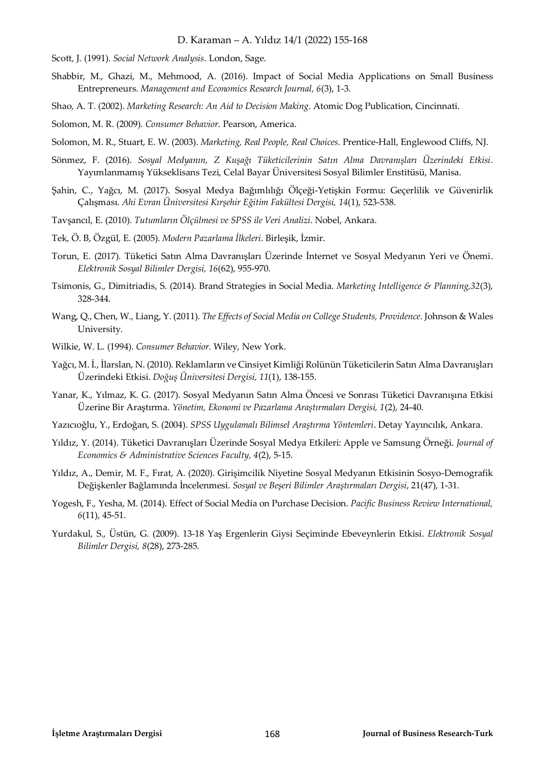Scott, J. (1991). *Social Network Analysis*. London, Sage.

Shabbir, M., Ghazi, M., Mehmood, A. (2016). Impact of Social Media Applications on Small Business Entrepreneurs. *Management and Economics Research Journal, 6*(3), 1-3.

Shao, A. T. (2002). *Marketing Research: An Aid to Decision Making*. Atomic Dog Publication, Cincinnati.

Solomon, M. R. (2009). *Consumer Behavior*. Pearson, America.

Solomon, M. R., Stuart, E. W. (2003). *Marketing, Real People, Real Choices*. Prentice-Hall, Englewood Cliffs, NJ.

Sönmez, F. (2016). *Sosyal Medyanın, Z Kuşağı Tüketicilerinin Satın Alma Davranışları Üzerindeki Etkisi*. Yayımlanmamış Yükseklisans Tezi, Celal Bayar Üniversitesi Sosyal Bilimler Enstitüsü, Manisa.

Şahin, C., Yağcı, M. (2017). Sosyal Medya Bağımlılığı Ölçeği-Yetişkin Formu: Geçerlilik ve Güvenirlik Çalışması. *Ahi Evran Üniversitesi Kırşehir Eğitim Fakültesi Dergisi, 14*(1), 523-538.

Tavşancıl, E. (2010). *Tutumların Ölçülmesi ve SPSS ile Veri Analizi*. Nobel, Ankara.

Tek, Ö. B, Özgül, E. (2005). *Modern Pazarlama İlkeleri*. Birleşik, İzmir.

Torun, E. (2017). Tüketici Satın Alma Davranışları Üzerinde İnternet ve Sosyal Medyanın Yeri ve Önemi. *Elektronik Sosyal Bilimler Dergisi, 16*(62), 955-970.

Tsimonis, G., Dimitriadis, S. (2014). Brand Strategies in Social Media. *Marketing Intelligence & Planning,32*(3), 328-344.

Wang, Q., Chen, W., Liang, Y. (2011). *The Effects of Social Media on College Students, Providence*. Johnson & Wales University.

Wilkie, W. L. (1994). *Consumer Behavior.* Wiley, New York.

Yağcı, M. İ., İlarslan, N. (2010). Reklamların ve Cinsiyet Kimliği Rolünün Tüketicilerin Satın Alma Davranışları Üzerindeki Etkisi. *Doğuş Üniversitesi Dergisi, 11*(1), 138-155.

Yanar, K., Yılmaz, K. G. (2017). Sosyal Medyanın Satın Alma Öncesi ve Sonrası Tüketici Davranışına Etkisi Üzerine Bir Araştırma. *Yönetim, Ekonomi ve Pazarlama Araştırmaları Dergisi, 1*(2), 24-40.

Yazıcıoğlu, Y., Erdoğan, S. (2004). *SPSS Uygulamalı Bilimsel Araştırma Yöntemleri*. Detay Yayıncılık, Ankara.

Yıldız, Y. (2014). Tüketici Davranışları Üzerinde Sosyal Medya Etkileri: Apple ve Samsung Örneği. *Journal of Economics & Administrative Sciences Faculty, 4*(2), 5-15.

Yıldız, A., Demir, M. F., Fırat, A. (2020). Girişimcilik Niyetine Sosyal Medyanın Etkisinin Sosyo-Demografik Değişkenler Bağlamında İncelenmesi. *Sosyal ve Beşeri Bilimler Araştırmaları Dergisi*, 21(47), 1-31.

Yogesh, F., Yesha, M. (2014). Effect of Social Media on Purchase Decision. *Pacific Business Review International, 6*(11), 45-51.

Yurdakul, S., Üstün, G. (2009). 13-18 Yaş Ergenlerin Giysi Seçiminde Ebeveynlerin Etkisi. *Elektronik Sosyal Bilimler Dergisi, 8*(28), 273-285.